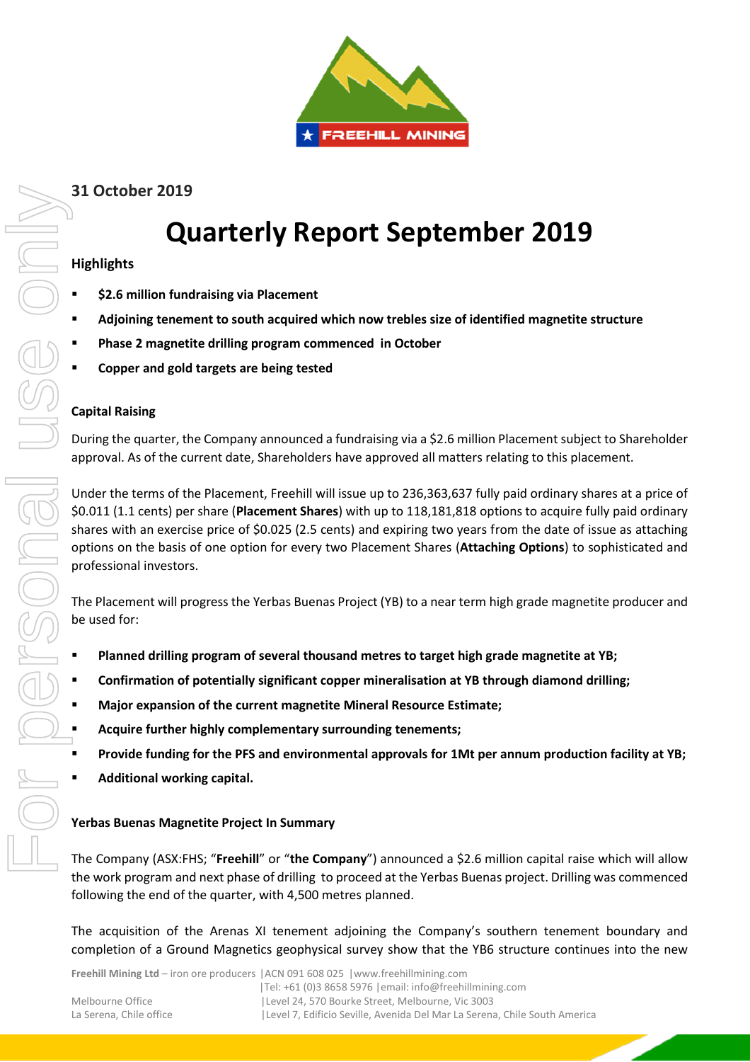31 October 2019

# Quarterly Report September 2019

## Highlights

- **$2.6 million fundraising via Placement**
- **Adjoining tenement to south acquired which now trebles size of identified magnetite structure**
- **Phase 2 magnetite drilling program commenced in October**
- **Copper and gold targets are being tested**

### Capital Raising

During the quarter, the Company announced a fundraising via a $2.6 million Placement subject to Shareholder approval. As of the current date, Shareholders have approved all matters relating to this placement.

Under the terms of the Placement, Freehill will issue up to 236,363,637 fully paid ordinary shares at a price of $0.011 (1.1 cents) per share (**Placement Shares**) with up to 118,181,818 options to acquire fully paid ordinary shares with an exercise price of $0.025 (2.5 cents) and expiring two years from the date of issue as attaching options on the basis of one option for every two Placement Shares (**Attaching Options**) to sophisticated and professional investors.

The Placement will progress the Yerbas Buenas Project (YB) to a near term high grade magnetite producer and be used for:

- **Planned drilling program of several thousand metres to target high grade magnetite at YB;**
- **Confirmation of potentially significant copper mineralisation at YB through diamond drilling;**
- **Major expansion of the current magnetite Mineral Resource Estimate;**
- **Acquire further highly complementary surrounding tenements;**
- **Provide funding for the PFS and environmental approvals for 1Mt per annum production facility at YB;**
- **Additional working capital.**

### Yerbas Buenas Magnetite Project In Summary

The Company (ASX:FHS; "**Freehill**" or "**the Company**") announced a $2.6 million capital raise which will allow the work program and next phase of drilling to proceed at the Yerbas Buenas project. Drilling was commenced following the end of the quarter, with 4,500 metres planned.

The acquisition of the Arenas XI tenement adjoining the Company's southern tenement boundary and completion of a Ground Magnetics geophysical survey show that the YB6 structure continues into the new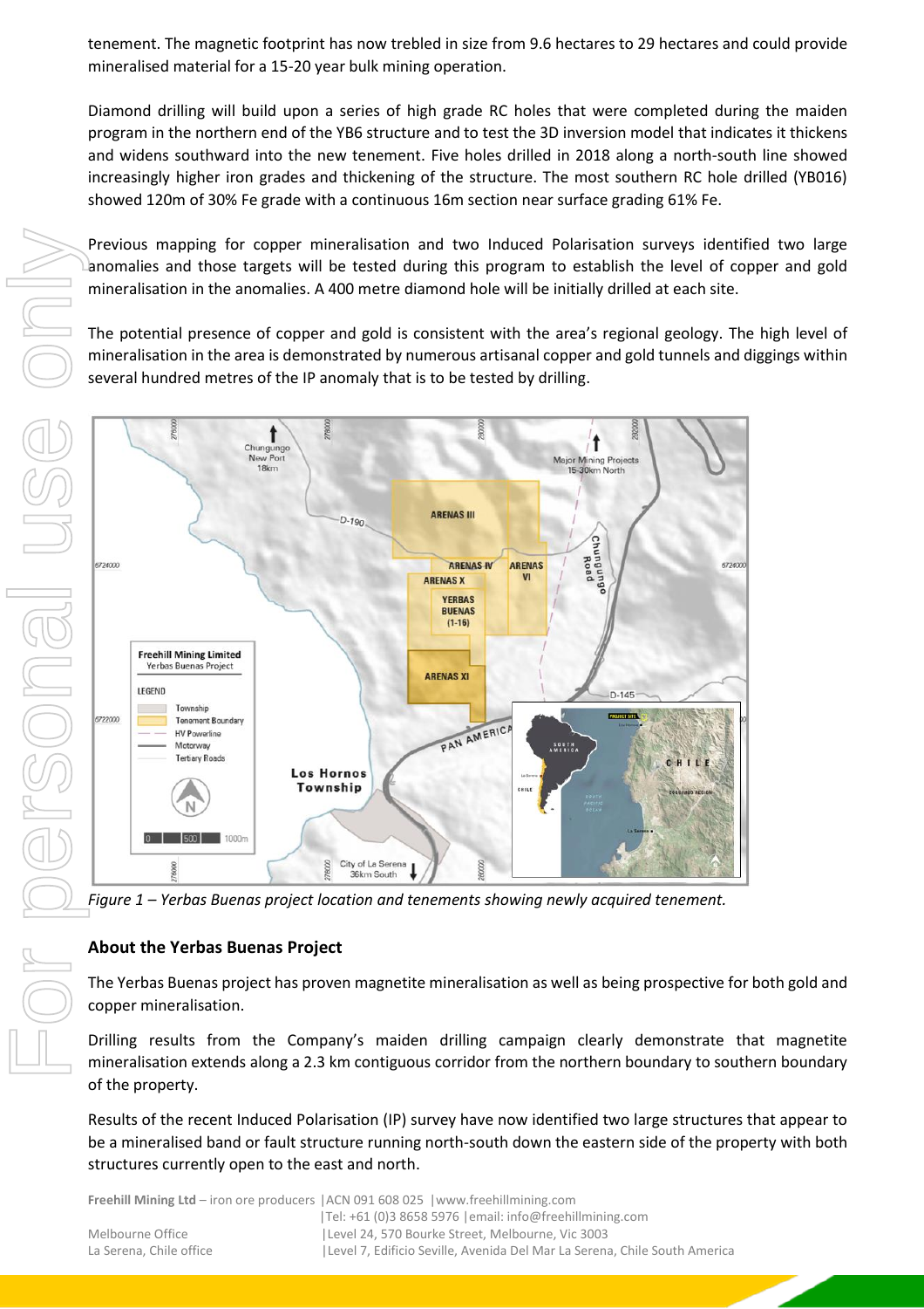tenement. The magnetic footprint has now trebled in size from 9.6 hectares to 29 hectares and could provide mineralised material for a 15-20 year bulk mining operation.

Diamond drilling will build upon a series of high grade RC holes that were completed during the maiden program in the northern end of the YB6 structure and to test the 3D inversion model that indicates it thickens and widens southward into the new tenement. Five holes drilled in 2018 along a north-south line showed increasingly higher iron grades and thickening of the structure. The most southern RC hole drilled (YB016) showed 120m of 30% Fe grade with a continuous 16m section near surface grading 61% Fe.

Previous mapping for copper mineralisation and two Induced Polarisation surveys identified two large anomalies and those targets will be tested during this program to establish the level of copper and gold mineralisation in the anomalies. A 400 metre diamond hole will be initially drilled at each site.

The potential presence of copper and gold is consistent with the area's regional geology. The high level of mineralisation in the area is demonstrated by numerous artisanal copper and gold tunnels and diggings within several hundred metres of the IP anomaly that is to be tested by drilling.

*Figure 1 – Yerbas Buenas project location and tenements showing newly acquired tenement.*

## About the Yerbas Buenas Project

The Yerbas Buenas project has proven magnetite mineralisation as well as being prospective for both gold and copper mineralisation.

Drilling results from the Company's maiden drilling campaign clearly demonstrate that magnetite mineralisation extends along a 2.3 km contiguous corridor from the northern boundary to southern boundary of the property.

Results of the recent Induced Polarisation (IP) survey have now identified two large structures that appear to be a mineralised band or fault structure running north-south down the eastern side of the property with both structures currently open to the east and north.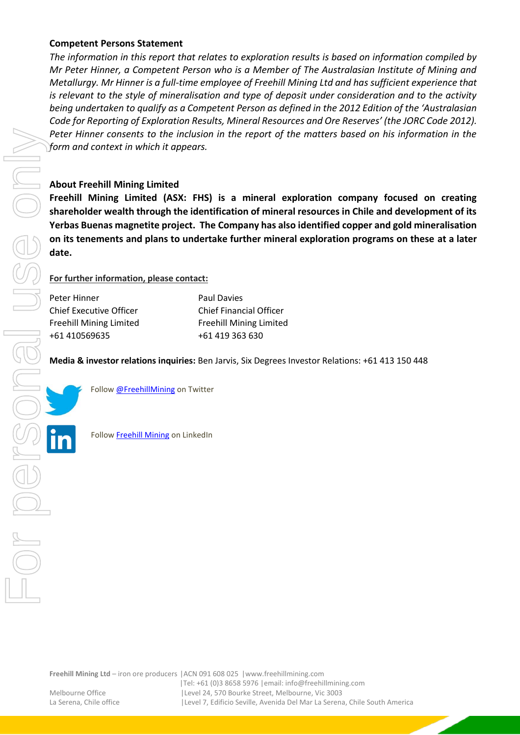**Competent Persons Statement**

*The information in this report that relates to exploration results is based on information compiled by Mr Peter Hinner, a Competent Person who is a Member of The Australasian Institute of Mining and Metallurgy. Mr Hinner is a full-time employee of Freehill Mining Ltd and has sufficient experience that is relevant to the style of mineralisation and type of deposit under consideration and to the activity being undertaken to qualify as a Competent Person as defined in the 2012 Edition of the 'Australasian Code for Reporting of Exploration Results, Mineral Resources and Ore Reserves' (the JORC Code 2012). Peter Hinner consents to the inclusion in the report of the matters based on his information in the form and context in which it appears.*

**About Freehill Mining Limited**

**Freehill Mining Limited (ASX: FHS) is a mineral exploration company focused on creating shareholder wealth through the identification of mineral resources in Chile and development of its Yerbas Buenas magnetite project. The Company has also identified copper and gold mineralisation on its tenements and plans to undertake further mineral exploration programs on these at a later date.**

**For further information, please contact:**

| | |
|---|---|
| Peter Hinner | Paul Davies |
| Chief Executive Officer | Chief Financial Officer |
| Freehill Mining Limited | Freehill Mining Limited |
| +61 410569635 | +61 419 363 630 |

**Media & investor relations inquiries:** Ben Jarvis, Six Degrees Investor Relations: +61 413 150 448

Follow @FreehillMining on Twitter

Follow Freehill Mining on LinkedIn